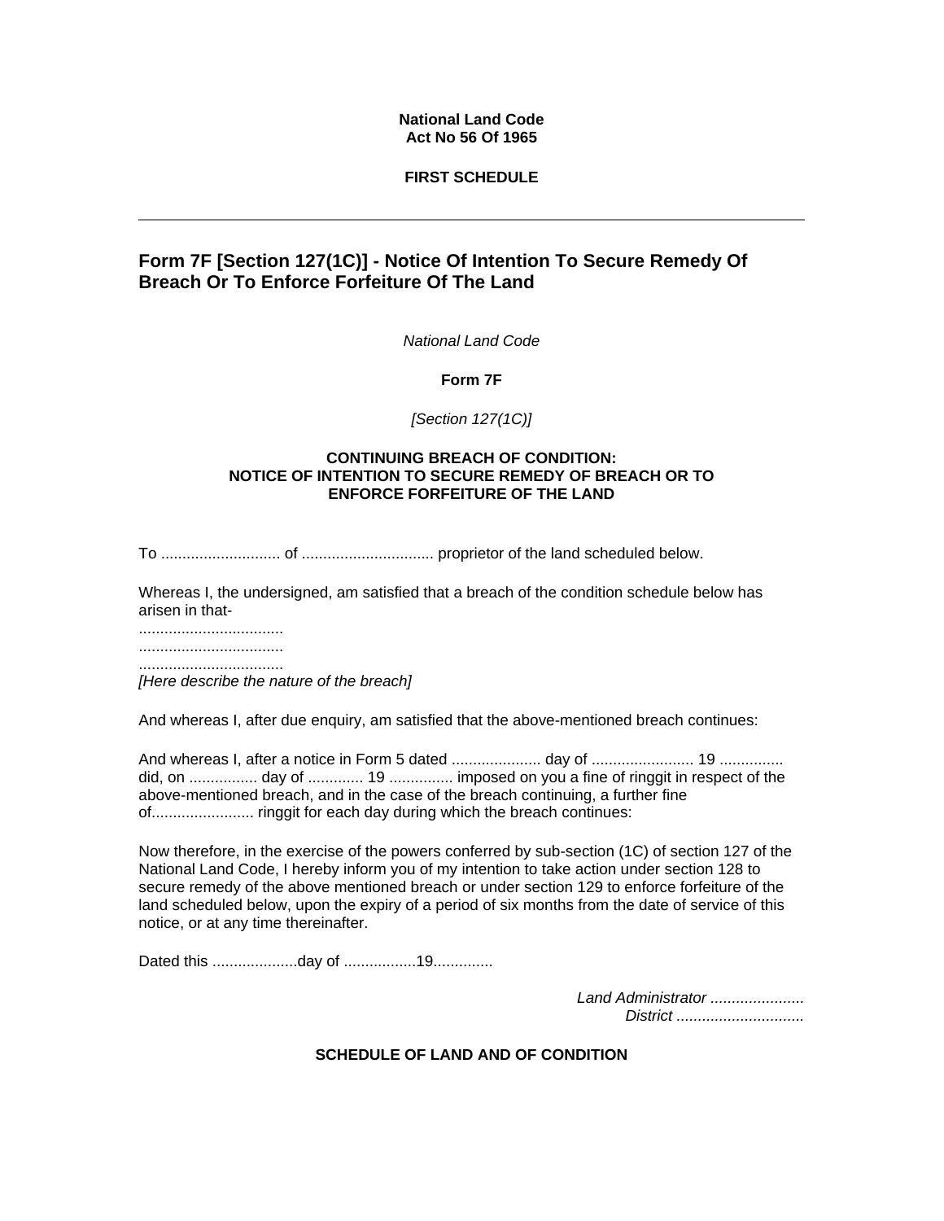**National Land Code**
**Act No 56 Of 1965**

**FIRST SCHEDULE**

---

## Form 7F [Section 127(1C)] - Notice Of Intention To Secure Remedy Of Breach Or To Enforce Forfeiture Of The Land

*National Land Code*

**Form 7F**

*[Section 127(1C)]*

**CONTINUING BREACH OF CONDITION:**
**NOTICE OF INTENTION TO SECURE REMEDY OF BREACH OR TO ENFORCE FORFEITURE OF THE LAND**

To ............................ of ............................... proprietor of the land scheduled below.

Whereas I, the undersigned, am satisfied that a breach of the condition schedule below has arisen in that-

..................................
..................................
..................................
*[Here describe the nature of the breach]*

And whereas I, after due enquiry, am satisfied that the above-mentioned breach continues:

And whereas I, after a notice in Form 5 dated ..................... day of ........................ 19 ............... did, on ................ day of ............. 19 ............... imposed on you a fine of ringgit in respect of the above-mentioned breach, and in the case of the breach continuing, a further fine of........................ ringgit for each day during which the breach continues:

Now therefore, in the exercise of the powers conferred by sub-section (1C) of section 127 of the National Land Code, I hereby inform you of my intention to take action under section 128 to secure remedy of the above mentioned breach or under section 129 to enforce forfeiture of the land scheduled below, upon the expiry of a period of six months from the date of service of this notice, or at any time thereinafter.

Dated this ....................day of .................19..............

*Land Administrator ......................*
*District ..............................*

**SCHEDULE OF LAND AND OF CONDITION**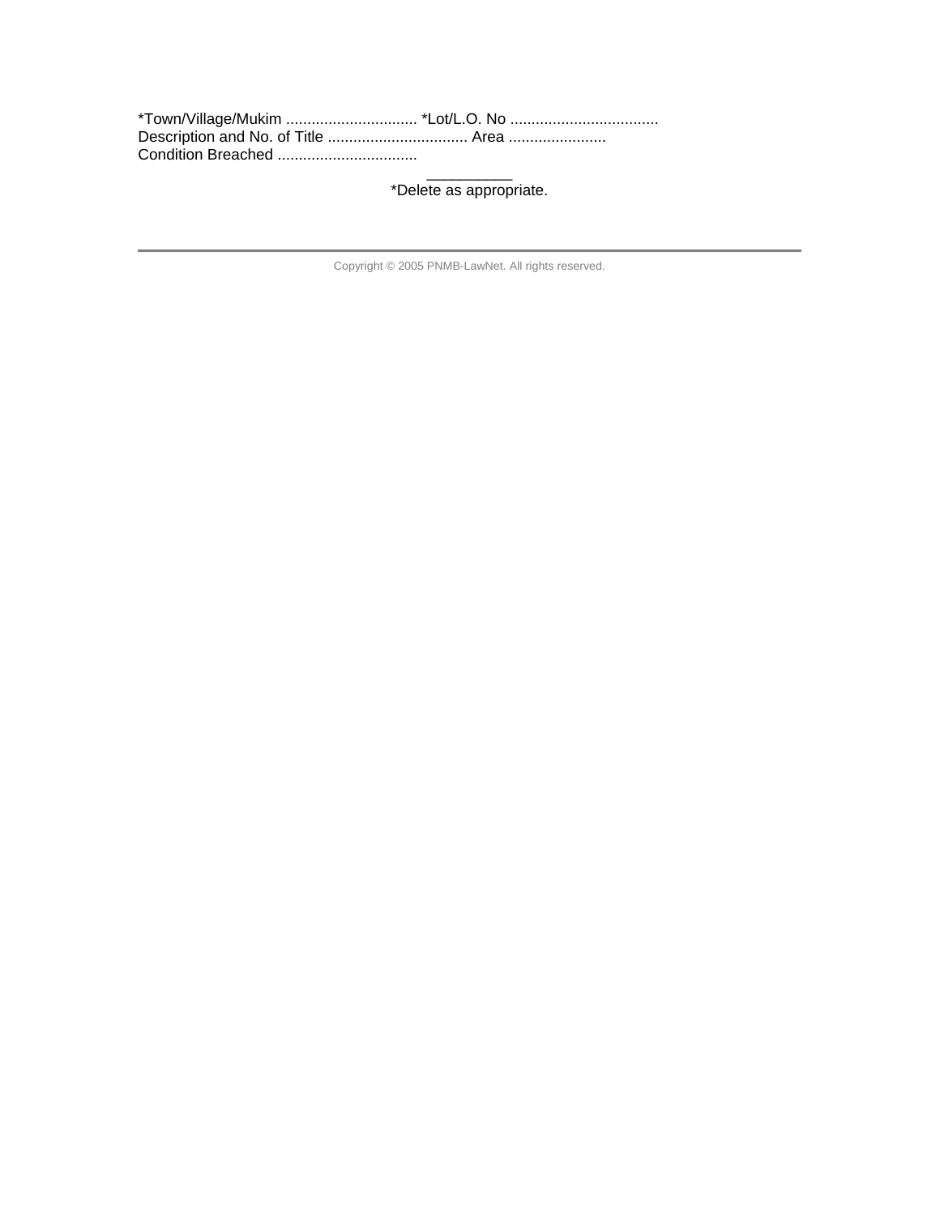*Town/Village/Mukim ............................... *Lot/L.O. No ...................................
Description and No. of Title ................................. Area .......................
Condition Breached .................................

__________
*Delete as appropriate.

Copyright © 2005 PNMB-LawNet. All rights reserved.